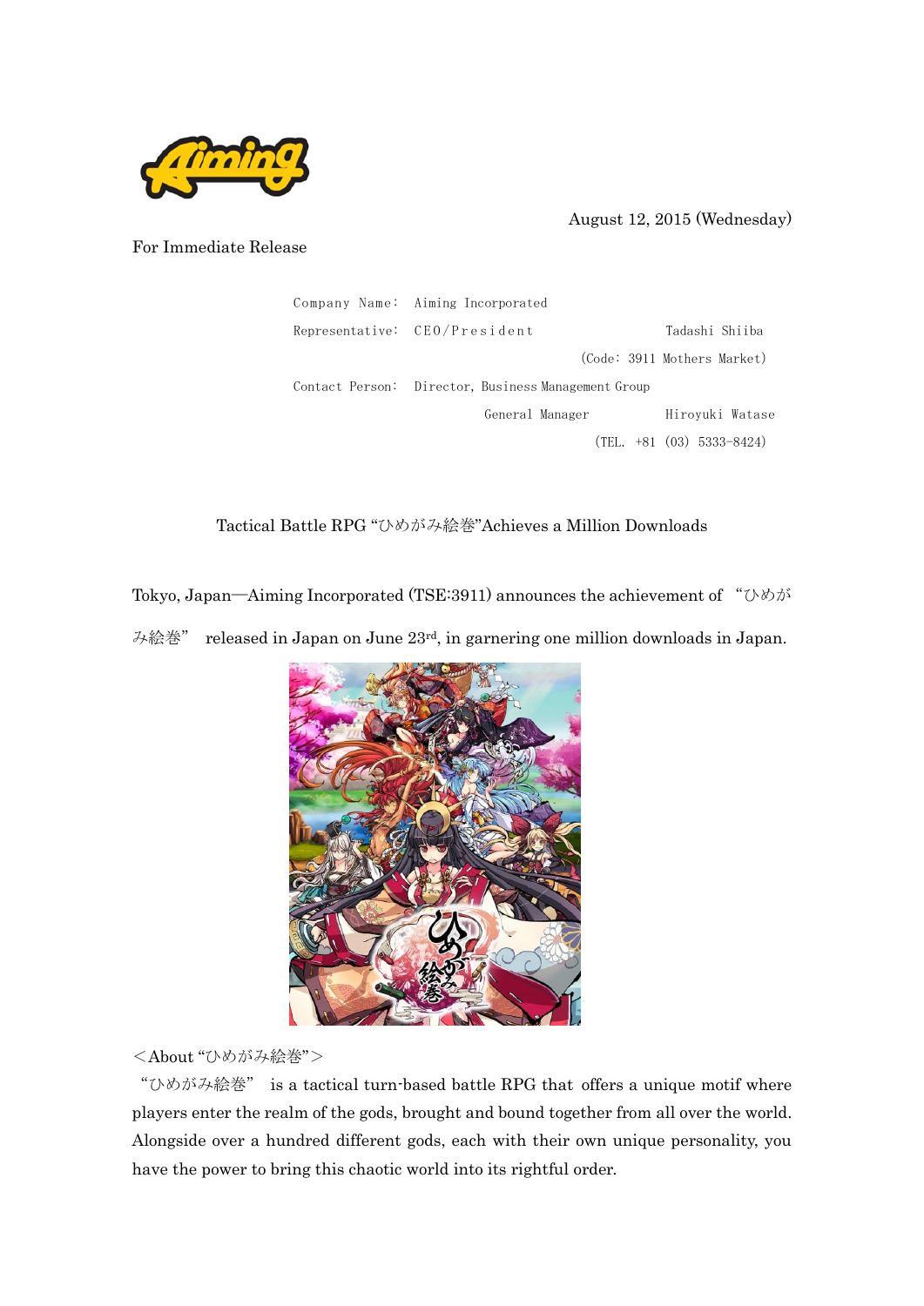August 12, 2015 (Wednesday)

For Immediate Release

Company Name: Aiming Incorporated

Representative: CEO/President Tadashi Shiiba

(Code: 3911 Mothers Market)

Contact Person: Director, Business Management Group

General Manager Hiroyuki Watase

(TEL. +81 (03) 5333-8424)

## Tactical Battle RPG "ひめがみ絵巻"Achieves a Million Downloads

Tokyo, Japan—Aiming Incorporated (TSE:3911) announces the achievement of "ひめがみ絵巻" released in Japan on June 23rd, in garnering one million downloads in Japan.

＜About "ひめがみ絵巻"＞

"ひめがみ絵巻" is a tactical turn-based battle RPG that offers a unique motif where players enter the realm of the gods, brought and bound together from all over the world. Alongside over a hundred different gods, each with their own unique personality, you have the power to bring this chaotic world into its rightful order.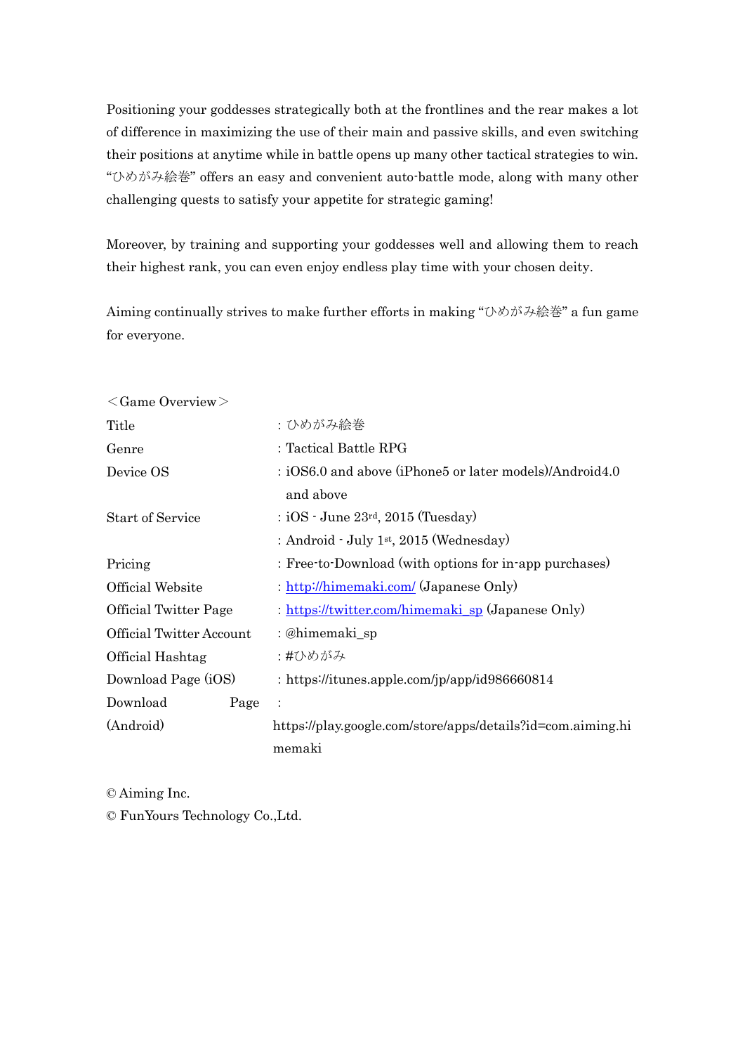Positioning your goddesses strategically both at the frontlines and the rear makes a lot of difference in maximizing the use of their main and passive skills, and even switching their positions at anytime while in battle opens up many other tactical strategies to win. "ひめがみ絵巻" offers an easy and convenient auto-battle mode, along with many other challenging quests to satisfy your appetite for strategic gaming!

Moreover, by training and supporting your goddesses well and allowing them to reach their highest rank, you can even enjoy endless play time with your chosen deity.

Aiming continually strives to make further efforts in making "ひめがみ絵巻" a fun game for everyone.

＜Game Overview＞

| | |
|---|---|
| Title | : ひめがみ絵巻 |
| Genre | : Tactical Battle RPG |
| Device OS | : iOS6.0 and above (iPhone5 or later models)/Android4.0 and above |
| Start of Service | : iOS - June 23rd, 2015 (Tuesday)<br>: Android - July 1st, 2015 (Wednesday) |
| Pricing | : Free-to-Download (with options for in-app purchases) |
| Official Website | : http://himemaki.com/ (Japanese Only) |
| Official Twitter Page | : https://twitter.com/himemaki_sp (Japanese Only) |
| Official Twitter Account | : @himemaki_sp |
| Official Hashtag | : #ひめがみ |
| Download Page (iOS) | : https://itunes.apple.com/jp/app/id986660814 |
| Download Page (Android) | : https://play.google.com/store/apps/details?id=com.aiming.himemaki |

© Aiming Inc.
© FunYours Technology Co.,Ltd.